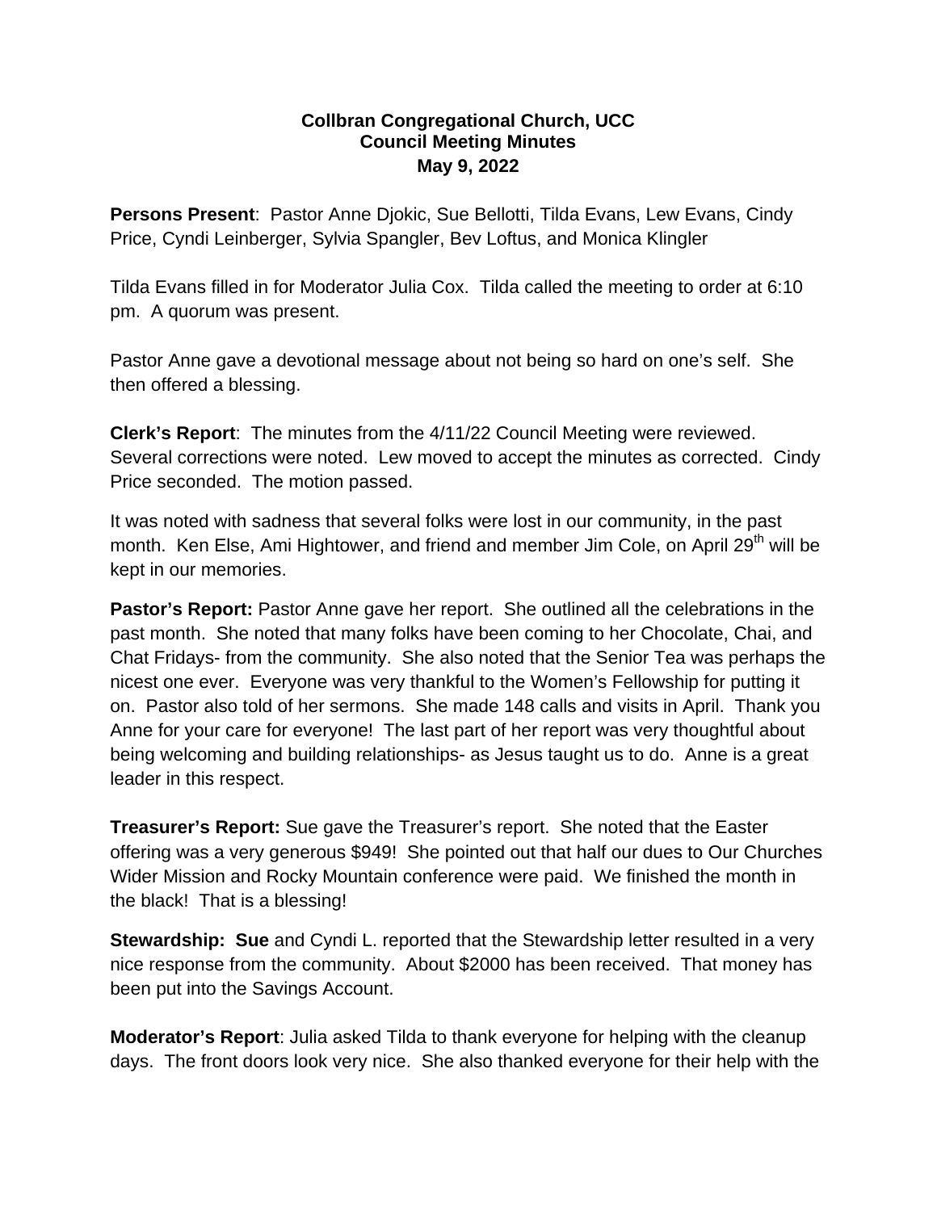**Collbran Congregational Church, UCC**
**Council Meeting Minutes**
**May 9, 2022**

**Persons Present**: Pastor Anne Djokic, Sue Bellotti, Tilda Evans, Lew Evans, Cindy Price, Cyndi Leinberger, Sylvia Spangler, Bev Loftus, and Monica Klingler

Tilda Evans filled in for Moderator Julia Cox. Tilda called the meeting to order at 6:10 pm. A quorum was present.

Pastor Anne gave a devotional message about not being so hard on one's self. She then offered a blessing.

**Clerk's Report**: The minutes from the 4/11/22 Council Meeting were reviewed. Several corrections were noted. Lew moved to accept the minutes as corrected. Cindy Price seconded. The motion passed.

It was noted with sadness that several folks were lost in our community, in the past month. Ken Else, Ami Hightower, and friend and member Jim Cole, on April 29th will be kept in our memories.

**Pastor's Report:** Pastor Anne gave her report. She outlined all the celebrations in the past month. She noted that many folks have been coming to her Chocolate, Chai, and Chat Fridays- from the community. She also noted that the Senior Tea was perhaps the nicest one ever. Everyone was very thankful to the Women's Fellowship for putting it on. Pastor also told of her sermons. She made 148 calls and visits in April. Thank you Anne for your care for everyone! The last part of her report was very thoughtful about being welcoming and building relationships- as Jesus taught us to do. Anne is a great leader in this respect.

**Treasurer's Report:** Sue gave the Treasurer's report. She noted that the Easter offering was a very generous $949! She pointed out that half our dues to Our Churches Wider Mission and Rocky Mountain conference were paid. We finished the month in the black! That is a blessing!

**Stewardship: Sue** and Cyndi L. reported that the Stewardship letter resulted in a very nice response from the community. About $2000 has been received. That money has been put into the Savings Account.

**Moderator's Report**: Julia asked Tilda to thank everyone for helping with the cleanup days. The front doors look very nice. She also thanked everyone for their help with the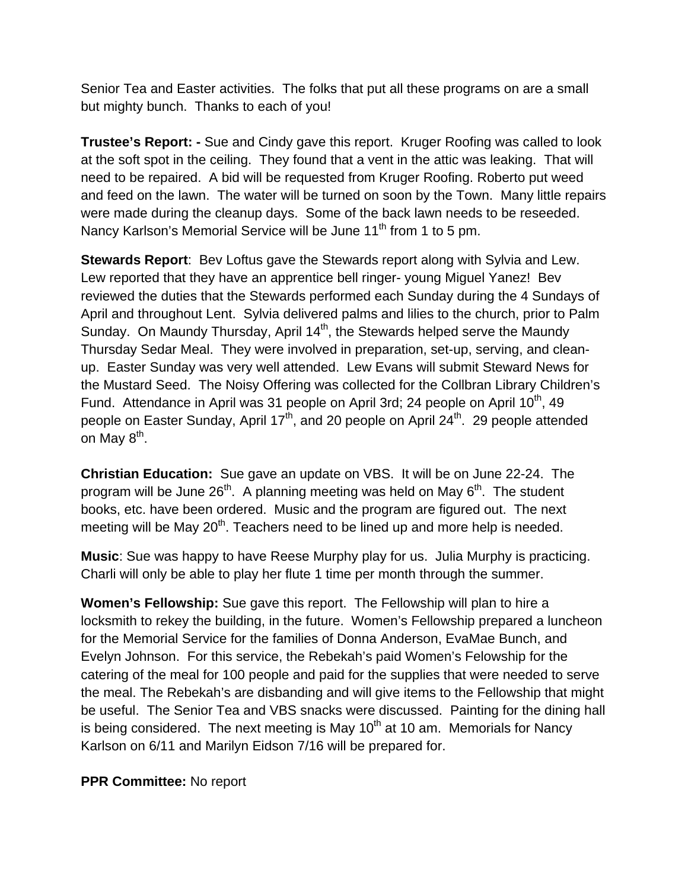Senior Tea and Easter activities. The folks that put all these programs on are a small but mighty bunch. Thanks to each of you!

**Trustee's Report: -** Sue and Cindy gave this report. Kruger Roofing was called to look at the soft spot in the ceiling. They found that a vent in the attic was leaking. That will need to be repaired. A bid will be requested from Kruger Roofing. Roberto put weed and feed on the lawn. The water will be turned on soon by the Town. Many little repairs were made during the cleanup days. Some of the back lawn needs to be reseeded. Nancy Karlson's Memorial Service will be June 11th from 1 to 5 pm.

**Stewards Report**: Bev Loftus gave the Stewards report along with Sylvia and Lew. Lew reported that they have an apprentice bell ringer- young Miguel Yanez! Bev reviewed the duties that the Stewards performed each Sunday during the 4 Sundays of April and throughout Lent. Sylvia delivered palms and lilies to the church, prior to Palm Sunday. On Maundy Thursday, April 14th, the Stewards helped serve the Maundy Thursday Sedar Meal. They were involved in preparation, set-up, serving, and clean-up. Easter Sunday was very well attended. Lew Evans will submit Steward News for the Mustard Seed. The Noisy Offering was collected for the Collbran Library Children's Fund. Attendance in April was 31 people on April 3rd; 24 people on April 10th, 49 people on Easter Sunday, April 17th, and 20 people on April 24th. 29 people attended on May 8th.

**Christian Education:** Sue gave an update on VBS. It will be on June 22-24. The program will be June 26th. A planning meeting was held on May 6th. The student books, etc. have been ordered. Music and the program are figured out. The next meeting will be May 20th. Teachers need to be lined up and more help is needed.

**Music**: Sue was happy to have Reese Murphy play for us. Julia Murphy is practicing. Charli will only be able to play her flute 1 time per month through the summer.

**Women's Fellowship:** Sue gave this report. The Fellowship will plan to hire a locksmith to rekey the building, in the future. Women's Fellowship prepared a luncheon for the Memorial Service for the families of Donna Anderson, EvaMae Bunch, and Evelyn Johnson. For this service, the Rebekah's paid Women's Felowship for the catering of the meal for 100 people and paid for the supplies that were needed to serve the meal. The Rebekah's are disbanding and will give items to the Fellowship that might be useful. The Senior Tea and VBS snacks were discussed. Painting for the dining hall is being considered. The next meeting is May 10th at 10 am. Memorials for Nancy Karlson on 6/11 and Marilyn Eidson 7/16 will be prepared for.

**PPR Committee:** No report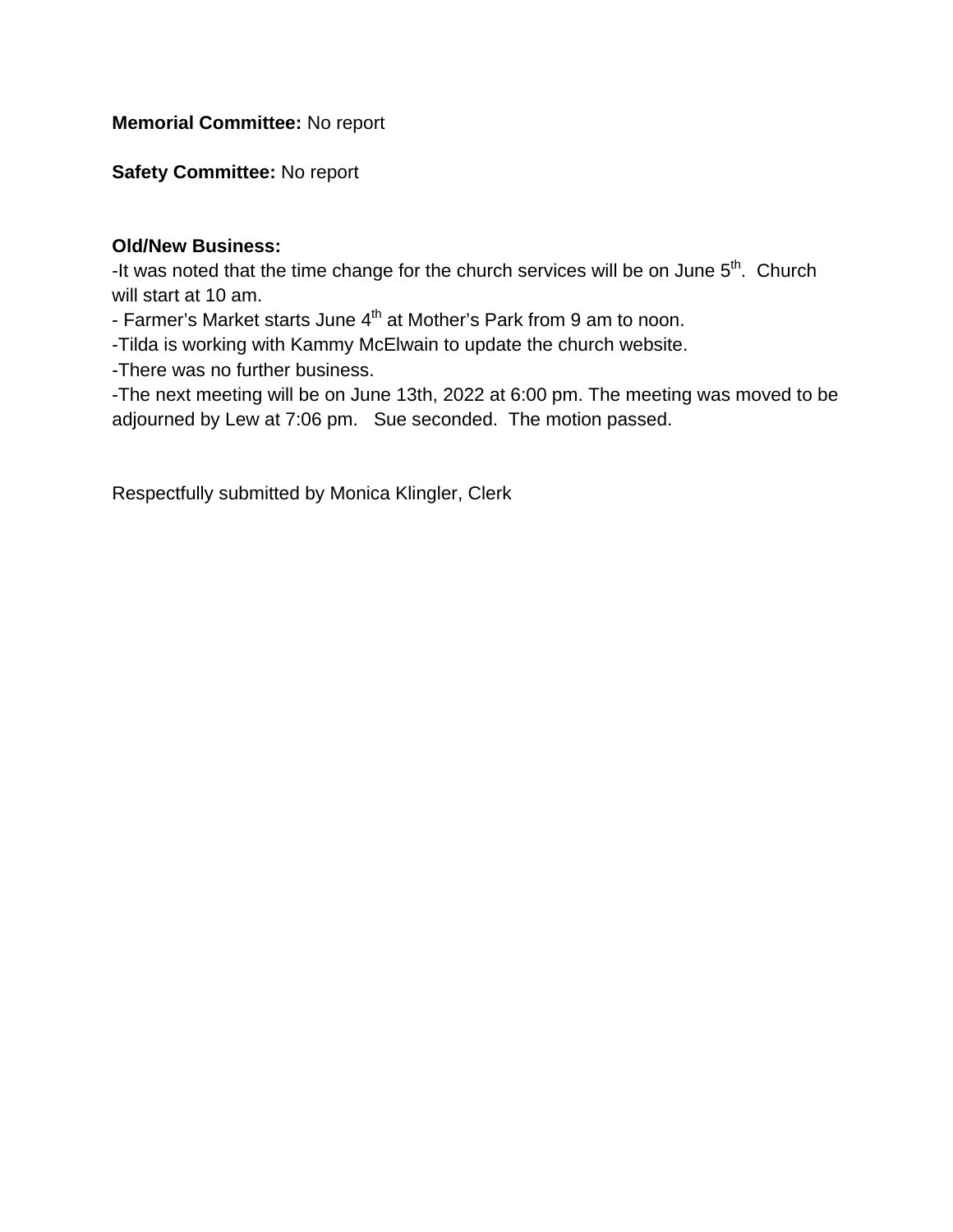**Memorial Committee:** No report

**Safety Committee:** No report

**Old/New Business:**

-It was noted that the time change for the church services will be on June 5th. Church will start at 10 am.

- Farmer's Market starts June 4th at Mother's Park from 9 am to noon.

-Tilda is working with Kammy McElwain to update the church website.

-There was no further business.

-The next meeting will be on June 13th, 2022 at 6:00 pm. The meeting was moved to be adjourned by Lew at 7:06 pm. Sue seconded. The motion passed.

Respectfully submitted by Monica Klingler, Clerk